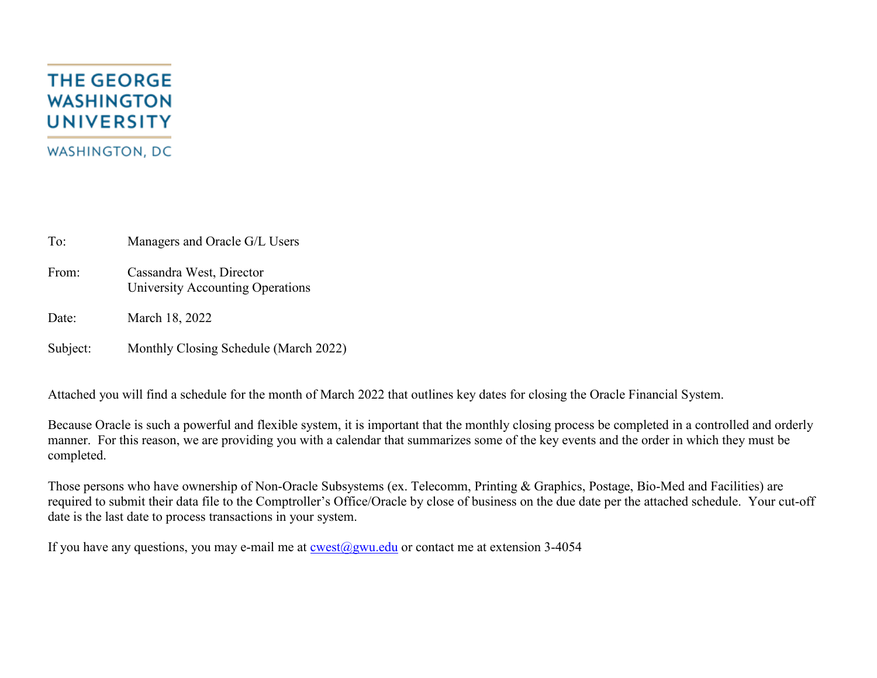THE GEORGE WASHINGTON UNIVERSITY

WASHINGTON, DC

To: Managers and Oracle G/L Users

From: Cassandra West, Director
University Accounting Operations

Date: March 18, 2022

Subject: Monthly Closing Schedule (March 2022)

Attached you will find a schedule for the month of March 2022 that outlines key dates for closing the Oracle Financial System.

Because Oracle is such a powerful and flexible system, it is important that the monthly closing process be completed in a controlled and orderly manner. For this reason, we are providing you with a calendar that summarizes some of the key events and the order in which they must be completed.

Those persons who have ownership of Non-Oracle Subsystems (ex. Telecomm, Printing & Graphics, Postage, Bio-Med and Facilities) are required to submit their data file to the Comptroller's Office/Oracle by close of business on the due date per the attached schedule. Your cut-off date is the last date to process transactions in your system.

If you have any questions, you may e-mail me at cwest@gwu.edu or contact me at extension 3-4054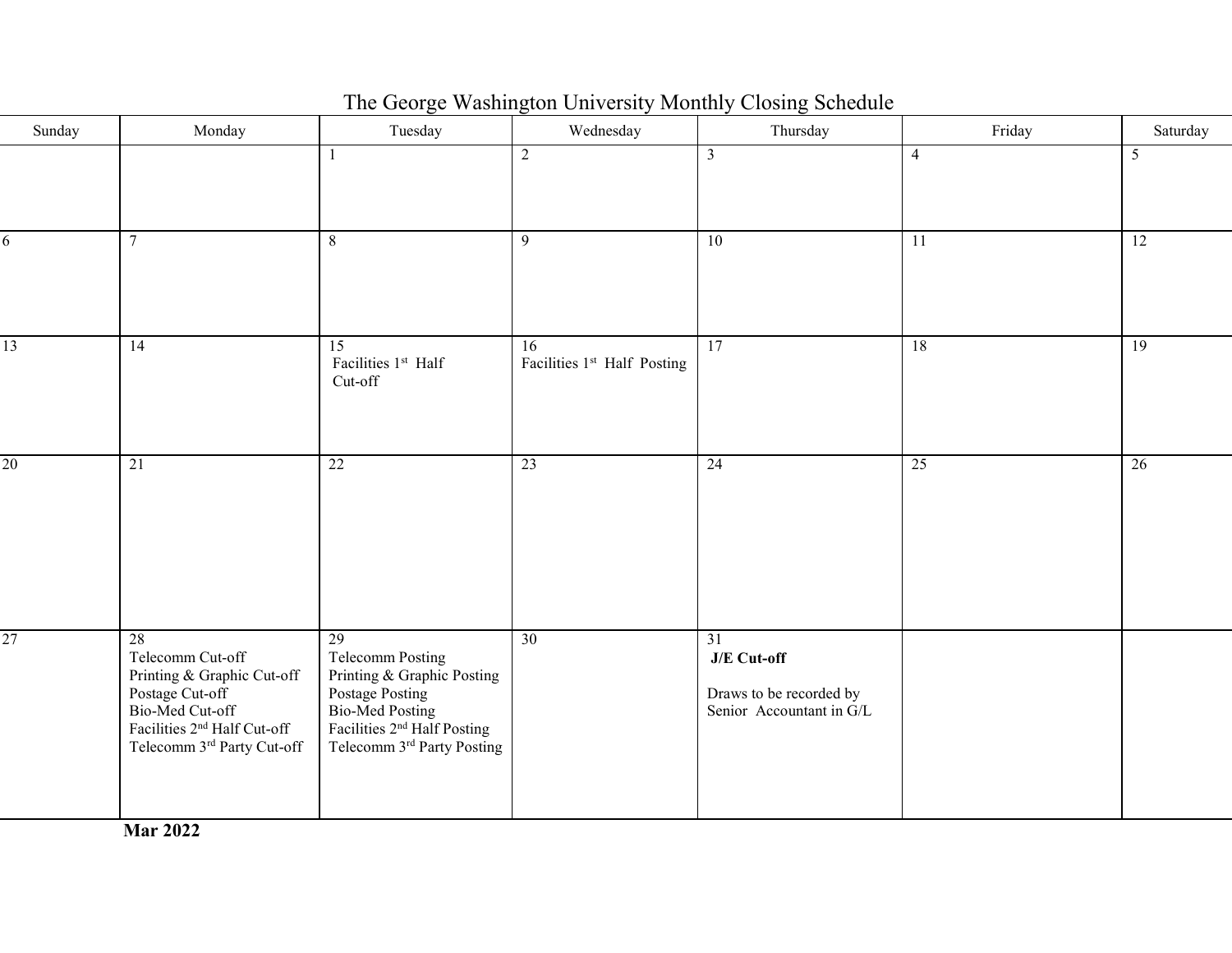# The George Washington University Monthly Closing Schedule

| Sunday | Monday | Tuesday | Wednesday | Thursday | Friday | Saturday |
|---|---|---|---|---|---|---|
| | | 1 | 2 | 3 | 4 | 5 |
| 6 | 7 | 8 | 9 | 10 | 11 | 12 |
| 13 | 14 | 15<br>Facilities 1st Half Cut-off | 16<br>Facilities 1st Half Posting | 17 | 18 | 19 |
| 20 | 21 | 22 | 23 | 24 | 25 | 26 |
| 27 | 28<br>Telecomm Cut-off<br>Printing & Graphic Cut-off<br>Postage Cut-off<br>Bio-Med Cut-off<br>Facilities 2nd Half Cut-off<br>Telecomm 3rd Party Cut-off | 29<br>Telecomm Posting<br>Printing & Graphic Posting<br>Postage Posting<br>Bio-Med Posting<br>Facilities 2nd Half Posting<br>Telecomm 3rd Party Posting | 30 | 31<br>**J/E Cut-off**<br><br>Draws to be recorded by Senior Accountant in G/L | | |

**Mar 2022**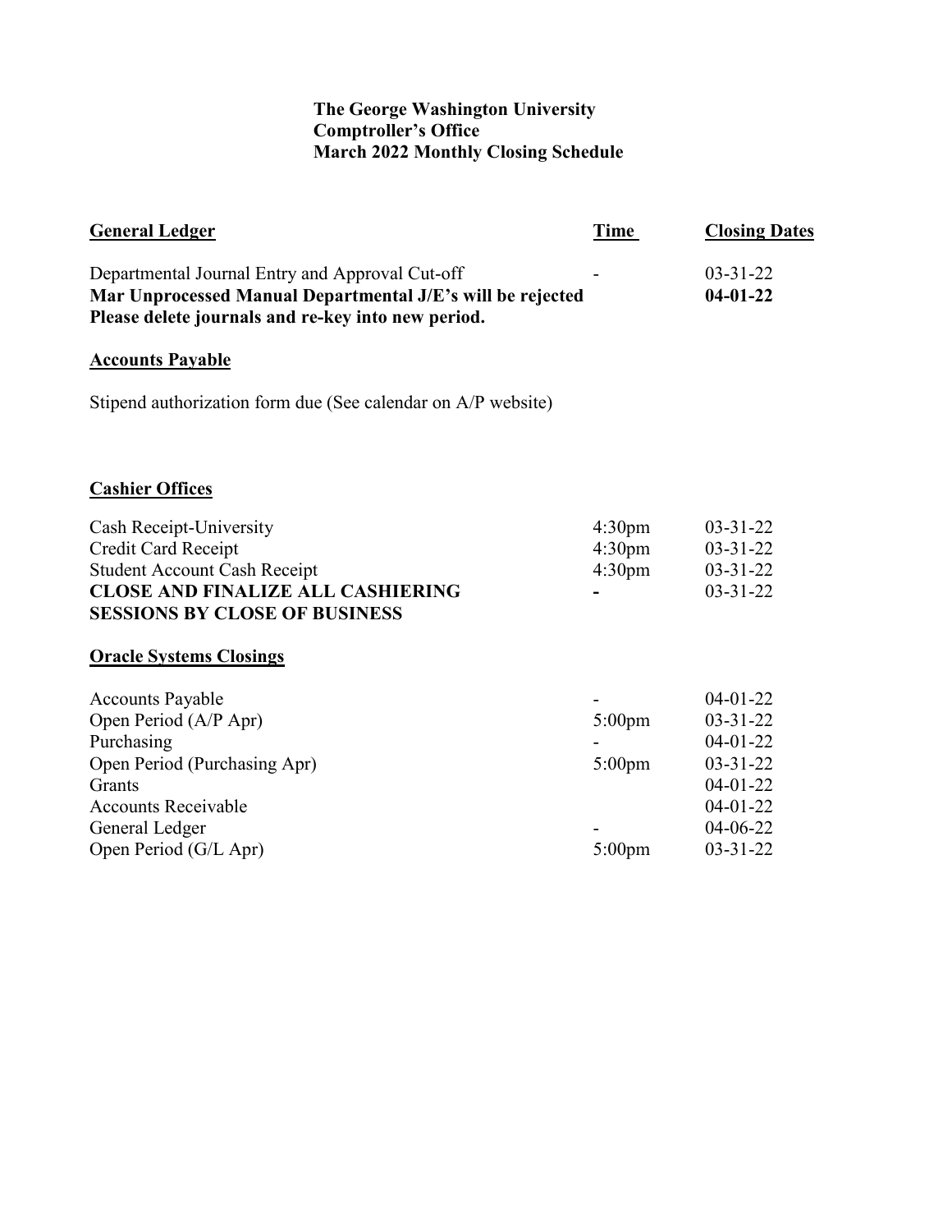**The George Washington University**
**Comptroller's Office**
**March 2022 Monthly Closing Schedule**

| **General Ledger** | **Time** | **Closing Dates** |
|---|---|---|
| Departmental Journal Entry and Approval Cut-off | - | 03-31-22 |
| **Mar Unprocessed Manual Departmental J/E's will be rejected** | | **04-01-22** |
| **Please delete journals and re-key into new period.** | | |

**Accounts Payable**

Stipend authorization form due (See calendar on A/P website)

**Cashier Offices**

| | | |
|---|---|---|
| Cash Receipt-University | 4:30pm | 03-31-22 |
| Credit Card Receipt | 4:30pm | 03-31-22 |
| Student Account Cash Receipt | 4:30pm | 03-31-22 |
| **CLOSE AND FINALIZE ALL CASHIERING SESSIONS BY CLOSE OF BUSINESS** | **-** | 03-31-22 |

**Oracle Systems Closings**

| | | |
|---|---|---|
| Accounts Payable | - | 04-01-22 |
| Open Period (A/P Apr) | 5:00pm | 03-31-22 |
| Purchasing | - | 04-01-22 |
| Open Period (Purchasing Apr) | 5:00pm | 03-31-22 |
| Grants | | 04-01-22 |
| Accounts Receivable | | 04-01-22 |
| General Ledger | - | 04-06-22 |
| Open Period (G/L Apr) | 5:00pm | 03-31-22 |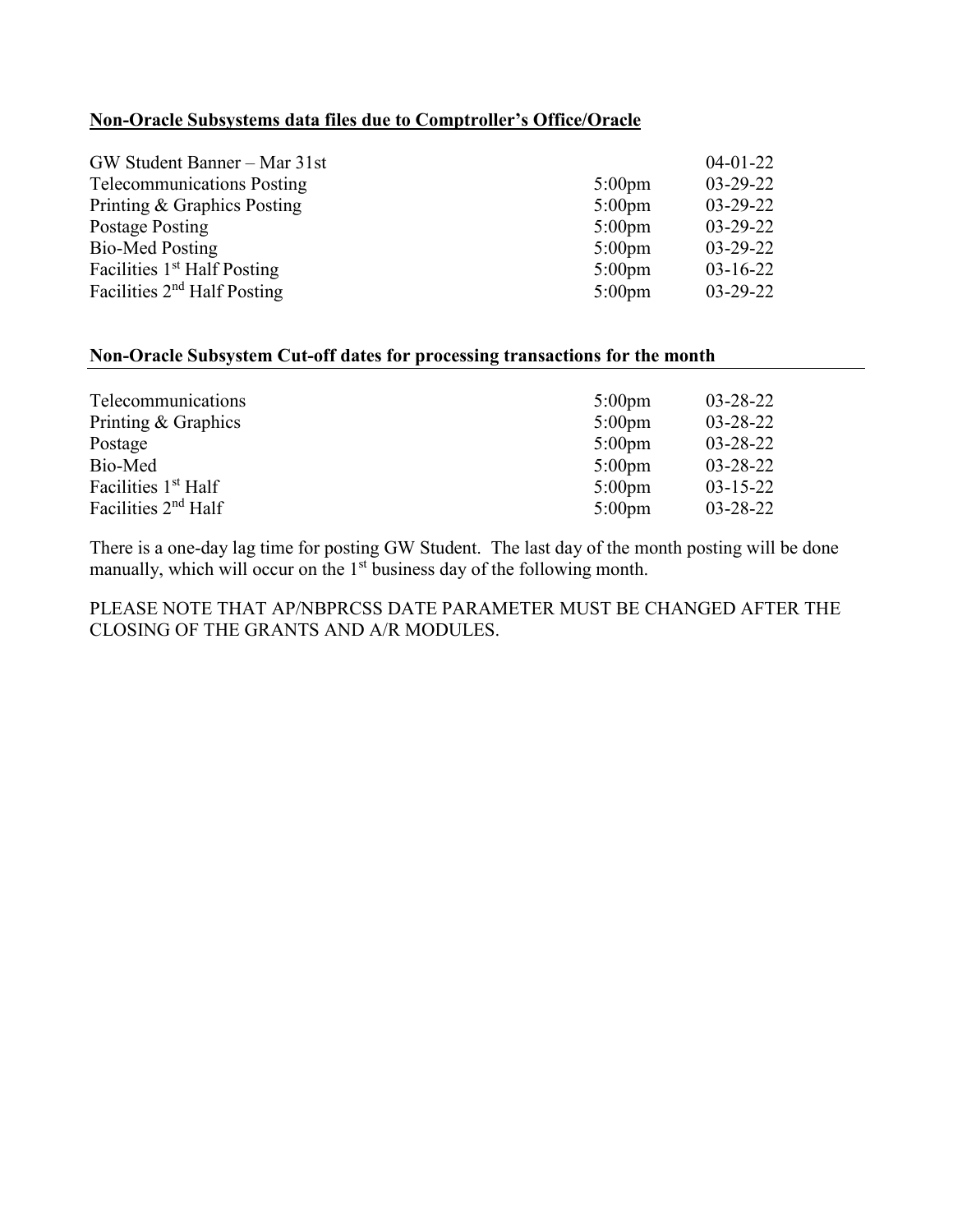**Non-Oracle Subsystems data files due to Comptroller's Office/Oracle**

| | | |
|---|---|---|
| GW Student Banner – Mar 31st | | 04-01-22 |
| Telecommunications Posting | 5:00pm | 03-29-22 |
| Printing & Graphics Posting | 5:00pm | 03-29-22 |
| Postage Posting | 5:00pm | 03-29-22 |
| Bio-Med Posting | 5:00pm | 03-29-22 |
| Facilities 1st Half Posting | 5:00pm | 03-16-22 |
| Facilities 2nd Half Posting | 5:00pm | 03-29-22 |

**Non-Oracle Subsystem Cut-off dates for processing transactions for the month**

| | | |
|---|---|---|
| Telecommunications | 5:00pm | 03-28-22 |
| Printing & Graphics | 5:00pm | 03-28-22 |
| Postage | 5:00pm | 03-28-22 |
| Bio-Med | 5:00pm | 03-28-22 |
| Facilities 1st Half | 5:00pm | 03-15-22 |
| Facilities 2nd Half | 5:00pm | 03-28-22 |

There is a one-day lag time for posting GW Student. The last day of the month posting will be done manually, which will occur on the 1st business day of the following month.

PLEASE NOTE THAT AP/NBPRCSS DATE PARAMETER MUST BE CHANGED AFTER THE CLOSING OF THE GRANTS AND A/R MODULES.